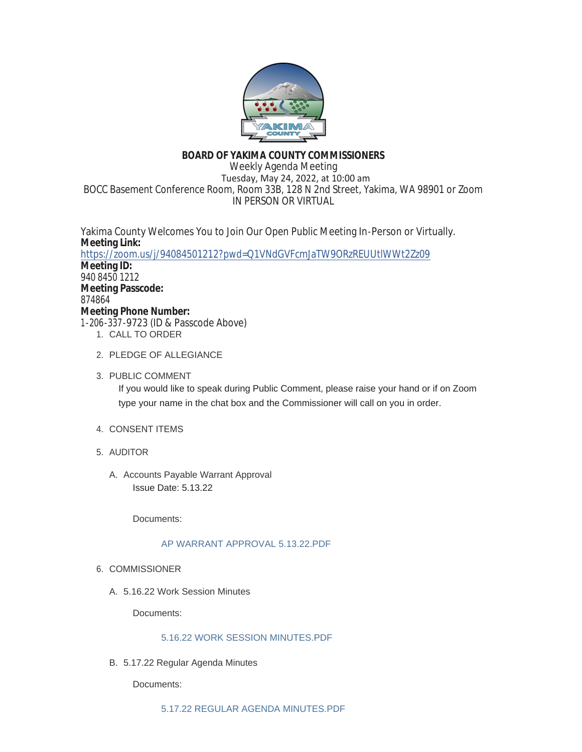# BOARD OF YAKIMA COUNTY COMMISSIONERS

Weekly Agenda Meeting
Tuesday, May 24, 2022, at 10:00 am
BOCC Basement Conference Room, Room 33B, 128 N 2nd Street, Yakima, WA 98901 or Zoom
IN PERSON OR VIRTUAL

Yakima County Welcomes You to Join Our Open Public Meeting In-Person or Virtually.

**Meeting Link:**
https://zoom.us/j/94084501212?pwd=Q1VNdGVFcmJaTW9ORzREUUtlWWt2Zz09

**Meeting ID:**
940 8450 1212

**Meeting Passcode:**
874864

**Meeting Phone Number:**
1-206-337-9723 (ID & Passcode Above)

1. CALL TO ORDER

2. PLEDGE OF ALLEGIANCE

3. PUBLIC COMMENT

   If you would like to speak during Public Comment, please raise your hand or if on Zoom type your name in the chat box and the Commissioner will call on you in order.

4. CONSENT ITEMS

5. AUDITOR

   A. Accounts Payable Warrant Approval

      Issue Date: 5.13.22

      Documents:

      AP WARRANT APPROVAL 5.13.22.PDF

6. COMMISSIONER

   A. 5.16.22 Work Session Minutes

      Documents:

      5.16.22 WORK SESSION MINUTES.PDF

   B. 5.17.22 Regular Agenda Minutes

      Documents:

      5.17.22 REGULAR AGENDA MINUTES.PDF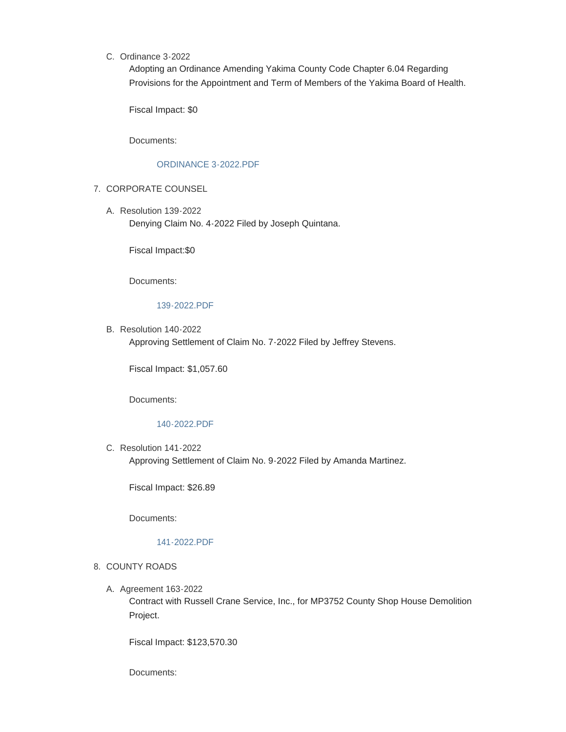C. Ordinance 3-2022

Adopting an Ordinance Amending Yakima County Code Chapter 6.04 Regarding Provisions for the Appointment and Term of Members of the Yakima Board of Health.

Fiscal Impact: $0

Documents:

ORDINANCE 3-2022.PDF

7. CORPORATE COUNSEL

A. Resolution 139-2022

Denying Claim No. 4-2022 Filed by Joseph Quintana.

Fiscal Impact:$0

Documents:

139-2022.PDF

B. Resolution 140-2022

Approving Settlement of Claim No. 7-2022 Filed by Jeffrey Stevens.

Fiscal Impact: $1,057.60

Documents:

140-2022.PDF

C. Resolution 141-2022

Approving Settlement of Claim No. 9-2022 Filed by Amanda Martinez.

Fiscal Impact: $26.89

Documents:

141-2022.PDF

8. COUNTY ROADS

A. Agreement 163-2022

Contract with Russell Crane Service, Inc., for MP3752 County Shop House Demolition Project.

Fiscal Impact: $123,570.30

Documents: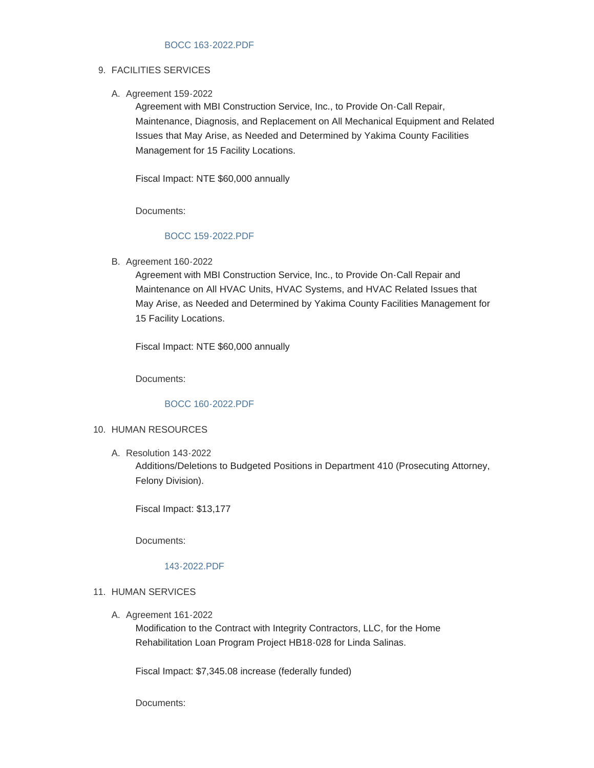BOCC 163-2022.PDF

9. FACILITIES SERVICES

   A. Agreement 159-2022

      Agreement with MBI Construction Service, Inc., to Provide On-Call Repair, Maintenance, Diagnosis, and Replacement on All Mechanical Equipment and Related Issues that May Arise, as Needed and Determined by Yakima County Facilities Management for 15 Facility Locations.

      Fiscal Impact: NTE $60,000 annually

      Documents:

      BOCC 159-2022.PDF

   B. Agreement 160-2022

      Agreement with MBI Construction Service, Inc., to Provide On-Call Repair and Maintenance on All HVAC Units, HVAC Systems, and HVAC Related Issues that May Arise, as Needed and Determined by Yakima County Facilities Management for 15 Facility Locations.

      Fiscal Impact: NTE $60,000 annually

      Documents:

      BOCC 160-2022.PDF

10. HUMAN RESOURCES

    A. Resolution 143-2022

       Additions/Deletions to Budgeted Positions in Department 410 (Prosecuting Attorney, Felony Division).

       Fiscal Impact: $13,177

       Documents:

       143-2022.PDF

11. HUMAN SERVICES

    A. Agreement 161-2022

       Modification to the Contract with Integrity Contractors, LLC, for the Home Rehabilitation Loan Program Project HB18-028 for Linda Salinas.

       Fiscal Impact: $7,345.08 increase (federally funded)

       Documents: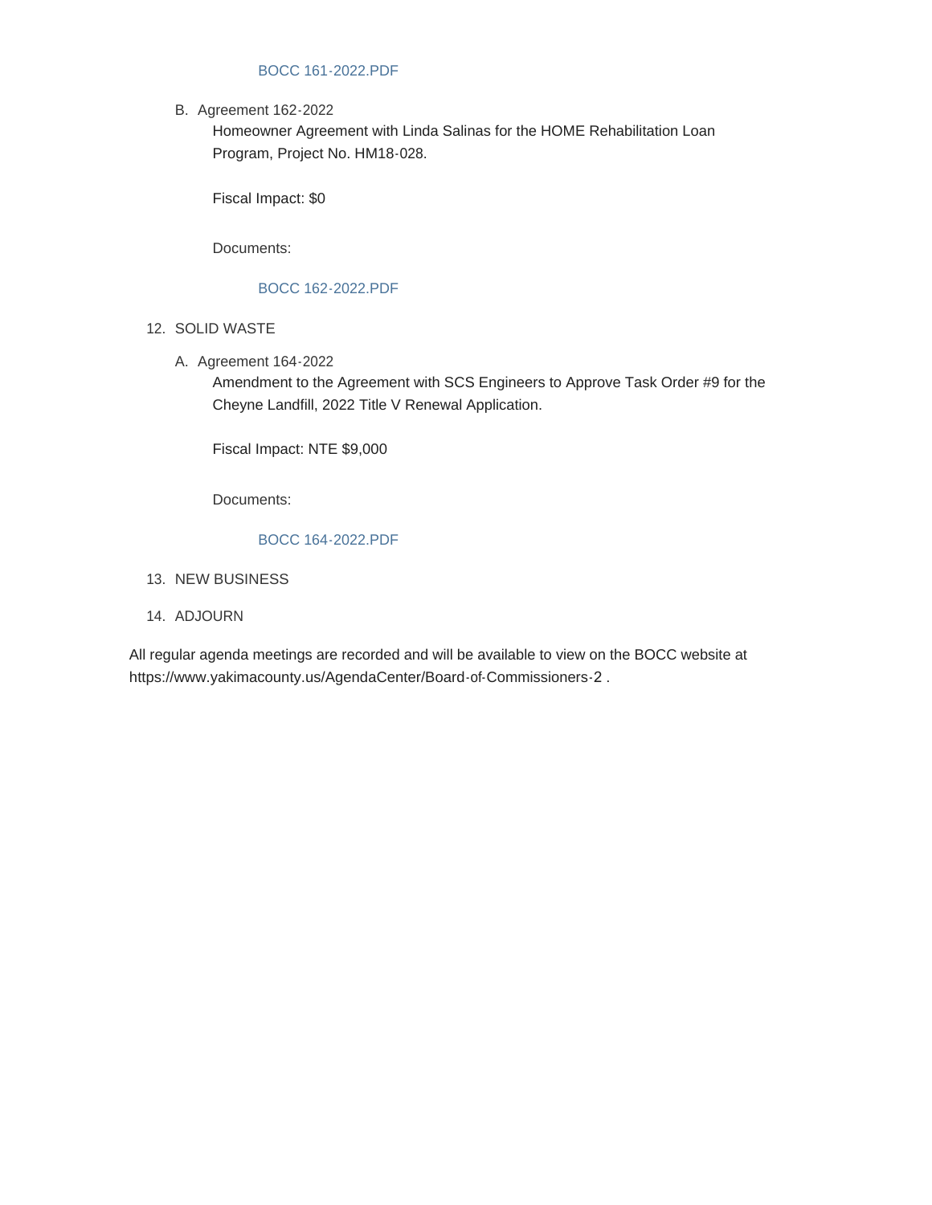BOCC 161-2022.PDF

B. Agreement 162-2022

   Homeowner Agreement with Linda Salinas for the HOME Rehabilitation Loan Program, Project No. HM18-028.

   Fiscal Impact: $0

   Documents:

   BOCC 162-2022.PDF

12. SOLID WASTE

    A. Agreement 164-2022

       Amendment to the Agreement with SCS Engineers to Approve Task Order #9 for the Cheyne Landfill, 2022 Title V Renewal Application.

       Fiscal Impact: NTE $9,000

       Documents:

       BOCC 164-2022.PDF

13. NEW BUSINESS

14. ADJOURN

All regular agenda meetings are recorded and will be available to view on the BOCC website at https://www.yakimacounty.us/AgendaCenter/Board-of-Commissioners-2 .